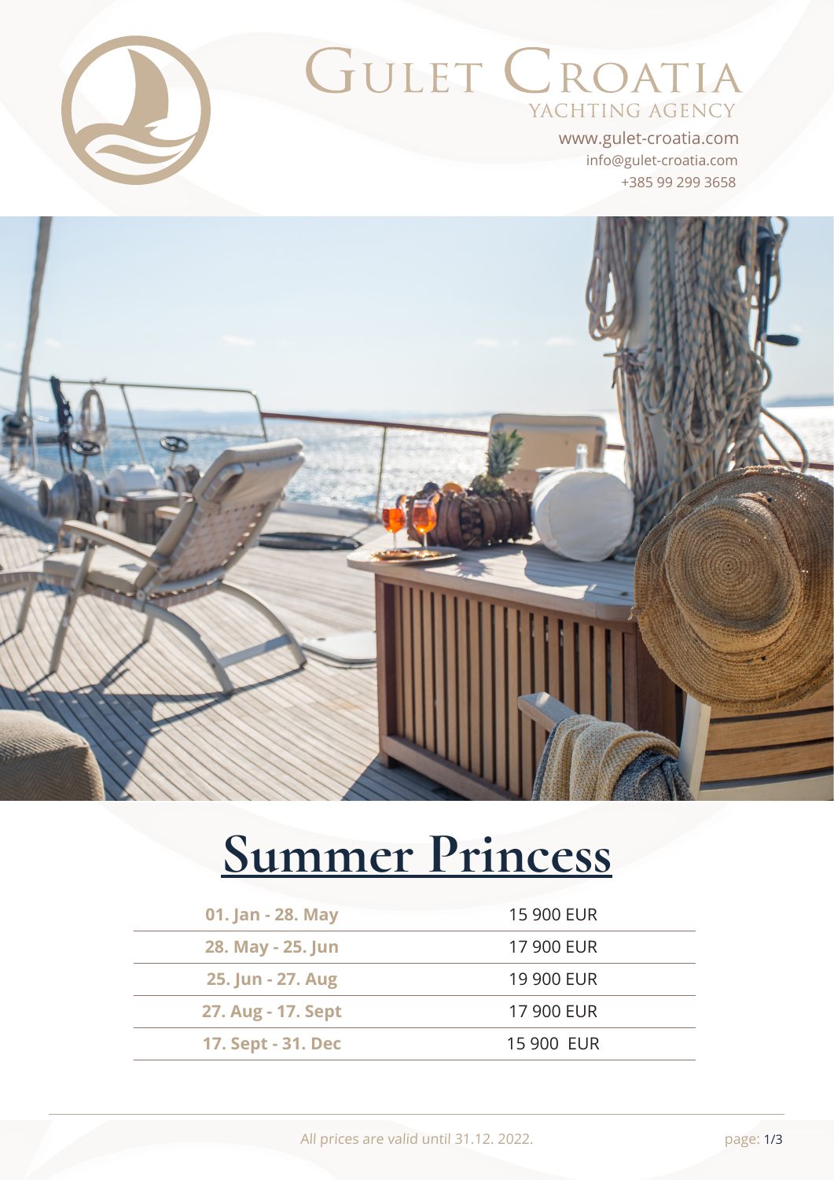# Gulet Croatia

YACHTING AGENCY

www.gulet-croatia.com

info@gulet-croatia.com

+385 99 299 3658

# Summer Princess

| Period | Price |
|---|---|
| **01. Jan - 28. May** | 15 900 EUR |
| **28. May - 25. Jun** | 17 900 EUR |
| **25. Jun - 27. Aug** | 19 900 EUR |
| **27. Aug - 17. Sept** | 17 900 EUR |
| **17. Sept - 31. Dec** | 15 900 EUR |

All prices are valid until 31.12. 2022.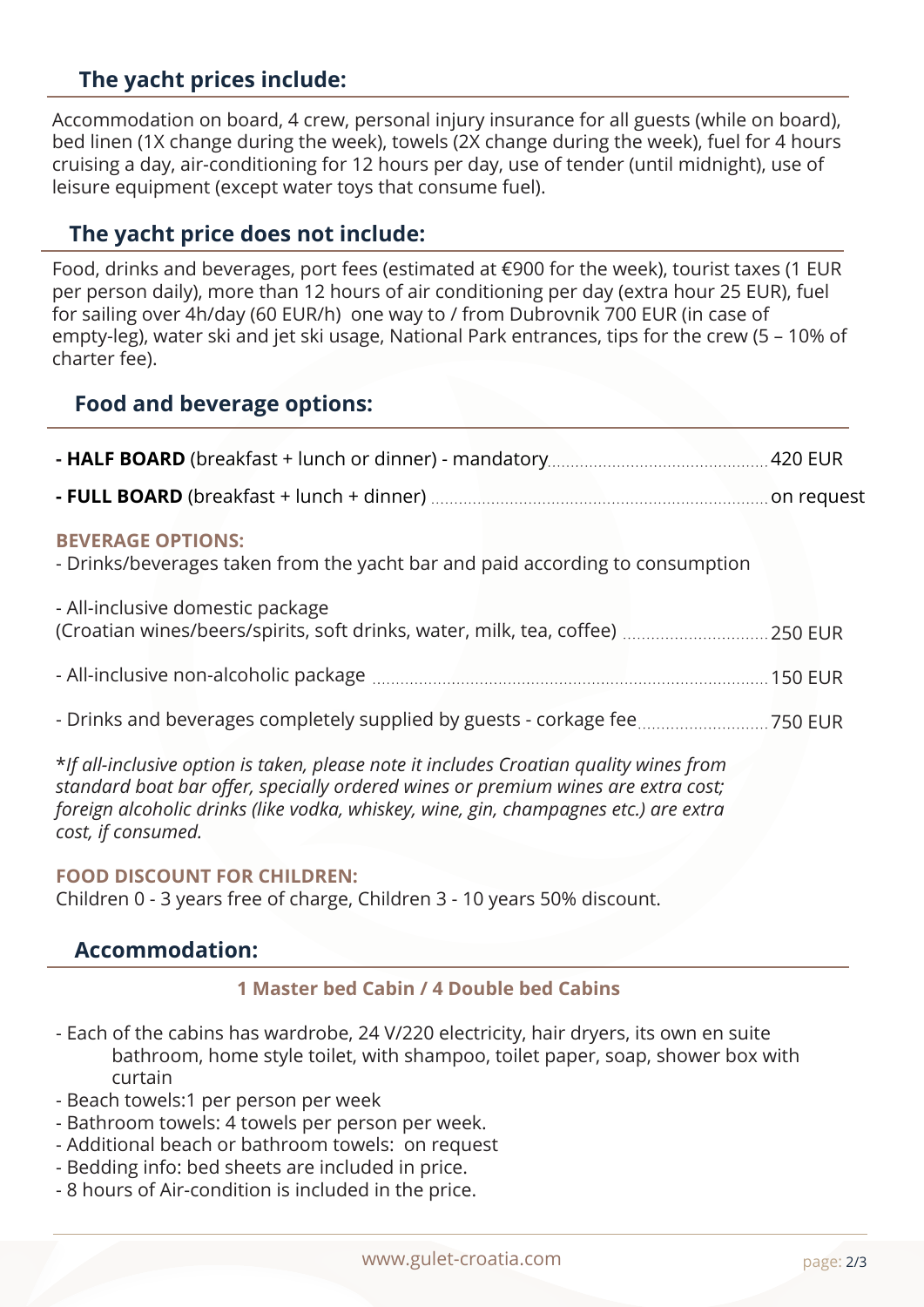## The yacht prices include:

Accommodation on board, 4 crew, personal injury insurance for all guests (while on board), bed linen (1X change during the week), towels (2X change during the week), fuel for 4 hours cruising a day, air-conditioning for 12 hours per day, use of tender (until midnight), use of leisure equipment (except water toys that consume fuel).

## The yacht price does not include:

Food, drinks and beverages, port fees (estimated at €900 for the week), tourist taxes (1 EUR per person daily), more than 12 hours of air conditioning per day (extra hour 25 EUR), fuel for sailing over 4h/day (60 EUR/h) one way to / from Dubrovnik 700 EUR (in case of empty-leg), water ski and jet ski usage, National Park entrances, tips for the crew (5 – 10% of charter fee).

## Food and beverage options:

- **HALF BOARD** (breakfast + lunch or dinner) - mandatory .......... 420 EUR
- **FULL BOARD** (breakfast + lunch + dinner) .......... on request

**BEVERAGE OPTIONS:**

- Drinks/beverages taken from the yacht bar and paid according to consumption
- All-inclusive domestic package (Croatian wines/beers/spirits, soft drinks, water, milk, tea, coffee) .......... 250 EUR
- All-inclusive non-alcoholic package .......... 150 EUR
- Drinks and beverages completely supplied by guests - corkage fee .......... 750 EUR

*\*If all-inclusive option is taken, please note it includes Croatian quality wines from standard boat bar offer, specially ordered wines or premium wines are extra cost; foreign alcoholic drinks (like vodka, whiskey, wine, gin, champagnes etc.) are extra cost, if consumed.*

**FOOD DISCOUNT FOR CHILDREN:**

Children 0 - 3 years free of charge, Children 3 - 10 years 50% discount.

## Accommodation:

**1 Master bed Cabin / 4 Double bed Cabins**

- Each of the cabins has wardrobe, 24 V/220 electricity, hair dryers, its own en suite bathroom, home style toilet, with shampoo, toilet paper, soap, shower box with curtain
- Beach towels:1 per person per week
- Bathroom towels: 4 towels per person per week.
- Additional beach or bathroom towels: on request
- Bedding info: bed sheets are included in price.
- 8 hours of Air-condition is included in the price.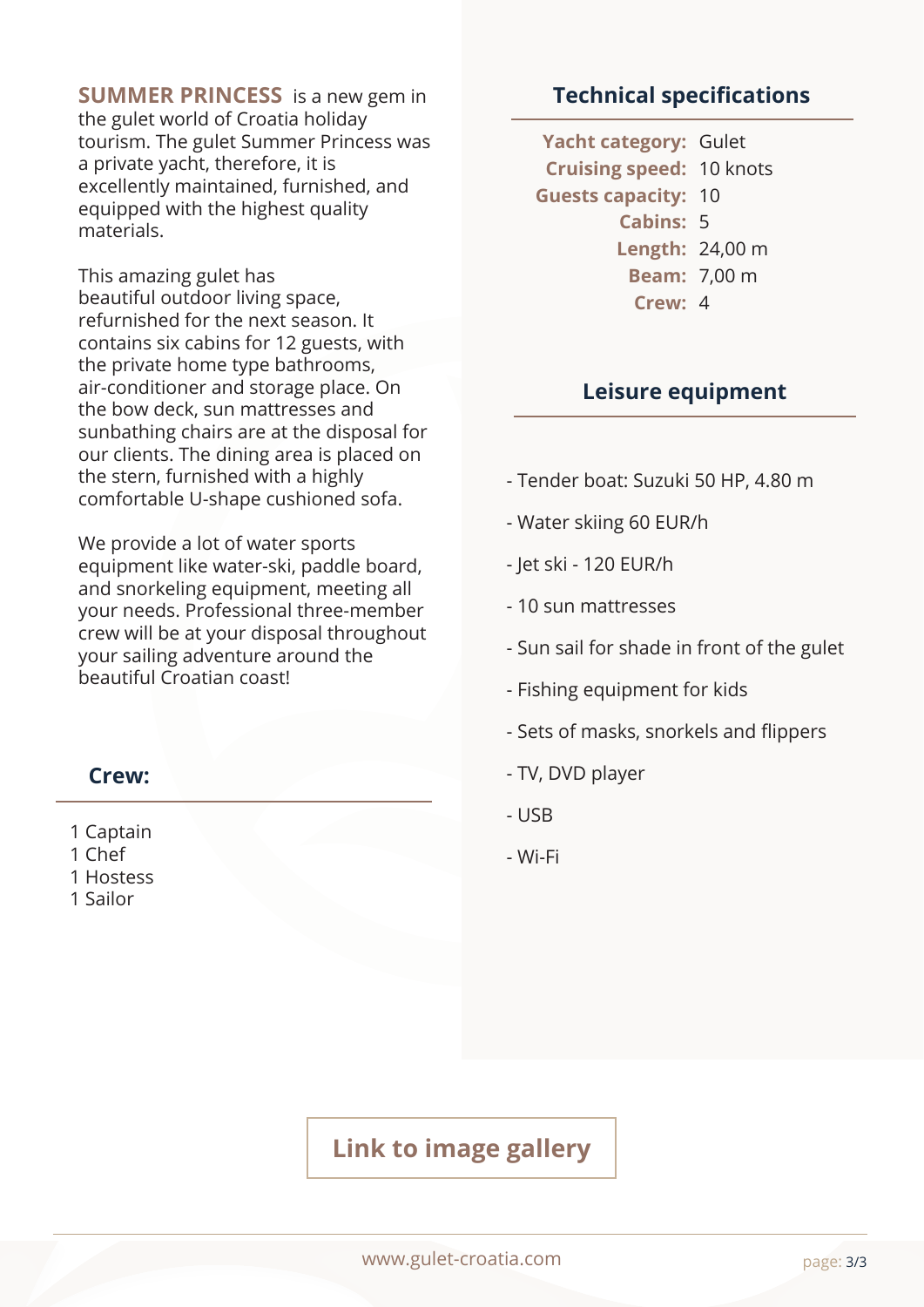**SUMMER PRINCESS** is a new gem in the gulet world of Croatia holiday tourism. The gulet Summer Princess was a private yacht, therefore, it is excellently maintained, furnished, and equipped with the highest quality materials.

This amazing gulet has beautiful outdoor living space, refurnished for the next season. It contains six cabins for 12 guests, with the private home type bathrooms, air-conditioner and storage place. On the bow deck, sun mattresses and sunbathing chairs are at the disposal for our clients. The dining area is placed on the stern, furnished with a highly comfortable U-shape cushioned sofa.

We provide a lot of water sports equipment like water-ski, paddle board, and snorkeling equipment, meeting all your needs. Professional three-member crew will be at your disposal throughout your sailing adventure around the beautiful Croatian coast!

## Crew:

1 Captain
1 Chef
1 Hostess
1 Sailor

## Technical specifications

| | |
|---|---|
| **Yacht category:** | Gulet |
| **Cruising speed:** | 10 knots |
| **Guests capacity:** | 10 |
| **Cabins:** | 5 |
| **Length:** | 24,00 m |
| **Beam:** | 7,00 m |
| **Crew:** | 4 |

## Leisure equipment

- Tender boat: Suzuki 50 HP, 4.80 m
- Water skiing 60 EUR/h
- Jet ski - 120 EUR/h
- 10 sun mattresses
- Sun sail for shade in front of the gulet
- Fishing equipment for kids
- Sets of masks, snorkels and flippers
- TV, DVD player
- USB
- Wi-Fi

**Link to image gallery**

www.gulet-croatia.com